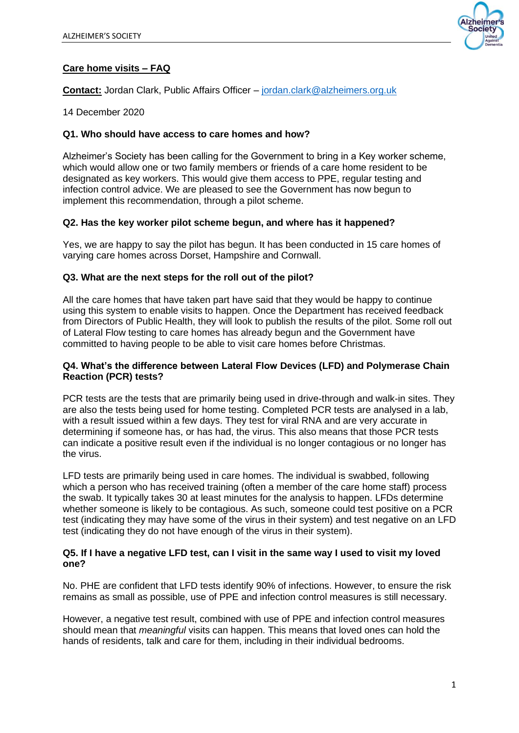## Care home visits – FAQ

**Contact:** Jordan Clark, Public Affairs Officer – jordan.clark@alzheimers.org.uk

14 December 2020

### Q1. Who should have access to care homes and how?

Alzheimer's Society has been calling for the Government to bring in a Key worker scheme, which would allow one or two family members or friends of a care home resident to be designated as key workers. This would give them access to PPE, regular testing and infection control advice. We are pleased to see the Government has now begun to implement this recommendation, through a pilot scheme.

### Q2. Has the key worker pilot scheme begun, and where has it happened?

Yes, we are happy to say the pilot has begun. It has been conducted in 15 care homes of varying care homes across Dorset, Hampshire and Cornwall.

### Q3. What are the next steps for the roll out of the pilot?

All the care homes that have taken part have said that they would be happy to continue using this system to enable visits to happen. Once the Department has received feedback from Directors of Public Health, they will look to publish the results of the pilot. Some roll out of Lateral Flow testing to care homes has already begun and the Government have committed to having people to be able to visit care homes before Christmas.

### Q4. What's the difference between Lateral Flow Devices (LFD) and Polymerase Chain Reaction (PCR) tests?

PCR tests are the tests that are primarily being used in drive-through and walk-in sites. They are also the tests being used for home testing. Completed PCR tests are analysed in a lab, with a result issued within a few days. They test for viral RNA and are very accurate in determining if someone has, or has had, the virus. This also means that those PCR tests can indicate a positive result even if the individual is no longer contagious or no longer has the virus.

LFD tests are primarily being used in care homes. The individual is swabbed, following which a person who has received training (often a member of the care home staff) process the swab. It typically takes 30 at least minutes for the analysis to happen. LFDs determine whether someone is likely to be contagious. As such, someone could test positive on a PCR test (indicating they may have some of the virus in their system) and test negative on an LFD test (indicating they do not have enough of the virus in their system).

### Q5. If I have a negative LFD test, can I visit in the same way I used to visit my loved one?

No. PHE are confident that LFD tests identify 90% of infections. However, to ensure the risk remains as small as possible, use of PPE and infection control measures is still necessary.

However, a negative test result, combined with use of PPE and infection control measures should mean that *meaningful* visits can happen. This means that loved ones can hold the hands of residents, talk and care for them, including in their individual bedrooms.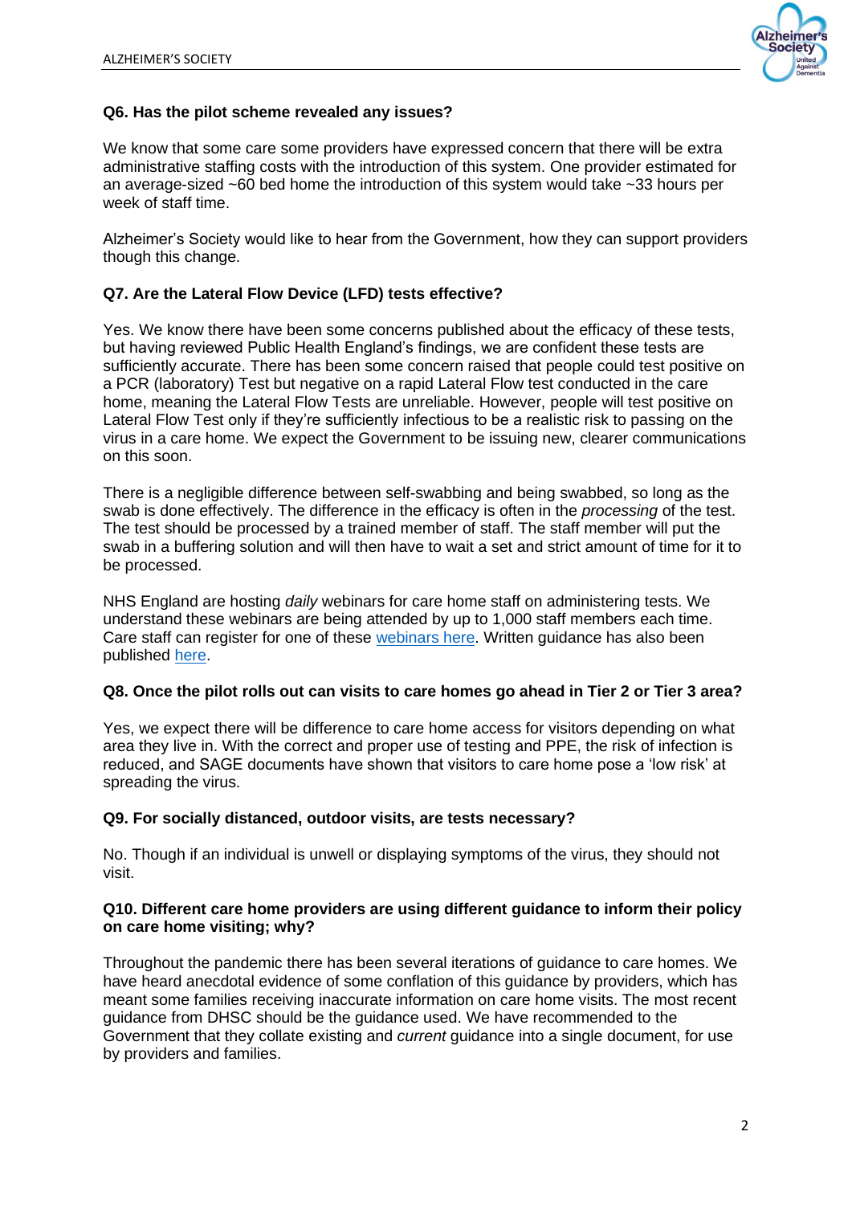**Q6. Has the pilot scheme revealed any issues?**

We know that some care some providers have expressed concern that there will be extra administrative staffing costs with the introduction of this system. One provider estimated for an average-sized ~60 bed home the introduction of this system would take ~33 hours per week of staff time.

Alzheimer's Society would like to hear from the Government, how they can support providers though this change.

**Q7. Are the Lateral Flow Device (LFD) tests effective?**

Yes. We know there have been some concerns published about the efficacy of these tests, but having reviewed Public Health England's findings, we are confident these tests are sufficiently accurate. There has been some concern raised that people could test positive on a PCR (laboratory) Test but negative on a rapid Lateral Flow test conducted in the care home, meaning the Lateral Flow Tests are unreliable. However, people will test positive on Lateral Flow Test only if they're sufficiently infectious to be a realistic risk to passing on the virus in a care home. We expect the Government to be issuing new, clearer communications on this soon.

There is a negligible difference between self-swabbing and being swabbed, so long as the swab is done effectively. The difference in the efficacy is often in the *processing* of the test. The test should be processed by a trained member of staff. The staff member will put the swab in a buffering solution and will then have to wait a set and strict amount of time for it to be processed.

NHS England are hosting *daily* webinars for care home staff on administering tests. We understand these webinars are being attended by up to 1,000 staff members each time. Care staff can register for one of these webinars here. Written guidance has also been published here.

**Q8. Once the pilot rolls out can visits to care homes go ahead in Tier 2 or Tier 3 area?**

Yes, we expect there will be difference to care home access for visitors depending on what area they live in. With the correct and proper use of testing and PPE, the risk of infection is reduced, and SAGE documents have shown that visitors to care home pose a 'low risk' at spreading the virus.

**Q9. For socially distanced, outdoor visits, are tests necessary?**

No. Though if an individual is unwell or displaying symptoms of the virus, they should not visit.

**Q10. Different care home providers are using different guidance to inform their policy on care home visiting; why?**

Throughout the pandemic there has been several iterations of guidance to care homes. We have heard anecdotal evidence of some conflation of this guidance by providers, which has meant some families receiving inaccurate information on care home visits. The most recent guidance from DHSC should be the guidance used. We have recommended to the Government that they collate existing and *current* guidance into a single document, for use by providers and families.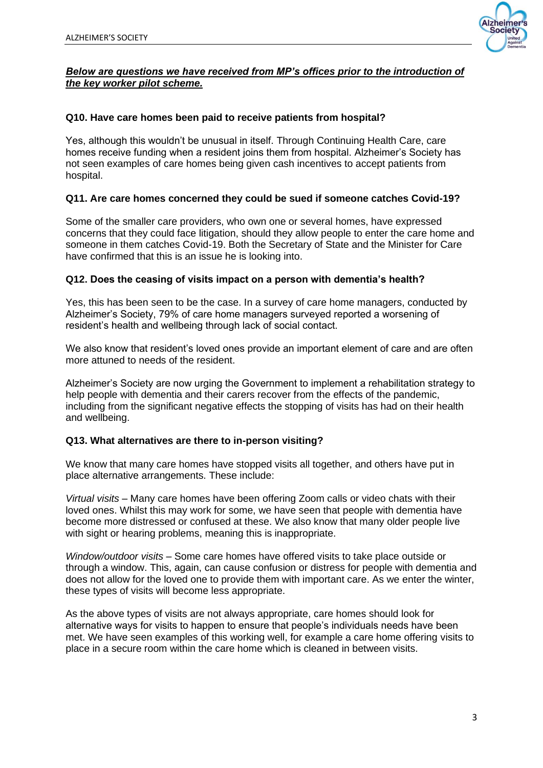***<u>Below are questions we have received from MP's offices prior to the introduction of the key worker pilot scheme.</u>***

**Q10. Have care homes been paid to receive patients from hospital?**

Yes, although this wouldn't be unusual in itself. Through Continuing Health Care, care homes receive funding when a resident joins them from hospital. Alzheimer's Society has not seen examples of care homes being given cash incentives to accept patients from hospital.

**Q11. Are care homes concerned they could be sued if someone catches Covid-19?**

Some of the smaller care providers, who own one or several homes, have expressed concerns that they could face litigation, should they allow people to enter the care home and someone in them catches Covid-19. Both the Secretary of State and the Minister for Care have confirmed that this is an issue he is looking into.

**Q12. Does the ceasing of visits impact on a person with dementia's health?**

Yes, this has been seen to be the case. In a survey of care home managers, conducted by Alzheimer's Society, 79% of care home managers surveyed reported a worsening of resident's health and wellbeing through lack of social contact.

We also know that resident's loved ones provide an important element of care and are often more attuned to needs of the resident.

Alzheimer's Society are now urging the Government to implement a rehabilitation strategy to help people with dementia and their carers recover from the effects of the pandemic, including from the significant negative effects the stopping of visits has had on their health and wellbeing.

**Q13. What alternatives are there to in-person visiting?**

We know that many care homes have stopped visits all together, and others have put in place alternative arrangements. These include:

*Virtual visits* – Many care homes have been offering Zoom calls or video chats with their loved ones. Whilst this may work for some, we have seen that people with dementia have become more distressed or confused at these. We also know that many older people live with sight or hearing problems, meaning this is inappropriate.

*Window/outdoor visits* – Some care homes have offered visits to take place outside or through a window. This, again, can cause confusion or distress for people with dementia and does not allow for the loved one to provide them with important care. As we enter the winter, these types of visits will become less appropriate.

As the above types of visits are not always appropriate, care homes should look for alternative ways for visits to happen to ensure that people's individuals needs have been met. We have seen examples of this working well, for example a care home offering visits to place in a secure room within the care home which is cleaned in between visits.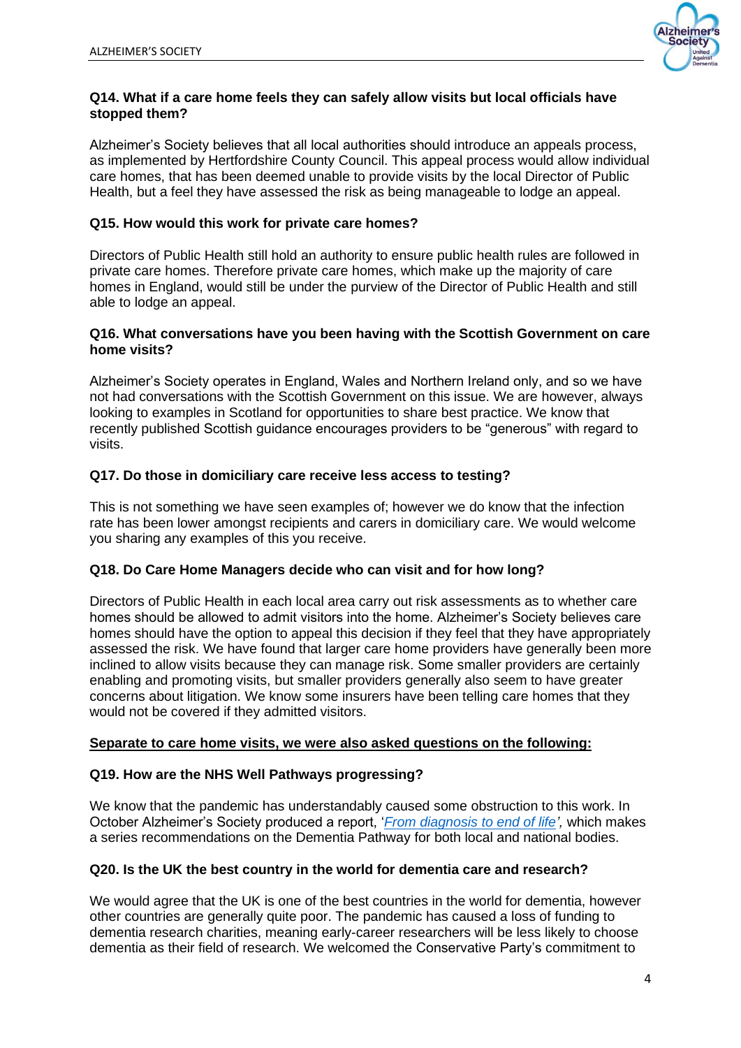**Q14. What if a care home feels they can safely allow visits but local officials have stopped them?**

Alzheimer's Society believes that all local authorities should introduce an appeals process, as implemented by Hertfordshire County Council. This appeal process would allow individual care homes, that has been deemed unable to provide visits by the local Director of Public Health, but a feel they have assessed the risk as being manageable to lodge an appeal.

**Q15. How would this work for private care homes?**

Directors of Public Health still hold an authority to ensure public health rules are followed in private care homes. Therefore private care homes, which make up the majority of care homes in England, would still be under the purview of the Director of Public Health and still able to lodge an appeal.

**Q16. What conversations have you been having with the Scottish Government on care home visits?**

Alzheimer's Society operates in England, Wales and Northern Ireland only, and so we have not had conversations with the Scottish Government on this issue. We are however, always looking to examples in Scotland for opportunities to share best practice. We know that recently published Scottish guidance encourages providers to be "generous" with regard to visits.

**Q17. Do those in domiciliary care receive less access to testing?**

This is not something we have seen examples of; however we do know that the infection rate has been lower amongst recipients and carers in domiciliary care. We would welcome you sharing any examples of this you receive.

**Q18. Do Care Home Managers decide who can visit and for how long?**

Directors of Public Health in each local area carry out risk assessments as to whether care homes should be allowed to admit visitors into the home. Alzheimer's Society believes care homes should have the option to appeal this decision if they feel that they have appropriately assessed the risk. We have found that larger care home providers have generally been more inclined to allow visits because they can manage risk. Some smaller providers are certainly enabling and promoting visits, but smaller providers generally also seem to have greater concerns about litigation. We know some insurers have been telling care homes that they would not be covered if they admitted visitors.

**Separate to care home visits, we were also asked questions on the following:**

**Q19. How are the NHS Well Pathways progressing?**

We know that the pandemic has understandably caused some obstruction to this work. In October Alzheimer's Society produced a report, '*From diagnosis to end of life',* which makes a series recommendations on the Dementia Pathway for both local and national bodies.

**Q20. Is the UK the best country in the world for dementia care and research?**

We would agree that the UK is one of the best countries in the world for dementia, however other countries are generally quite poor. The pandemic has caused a loss of funding to dementia research charities, meaning early-career researchers will be less likely to choose dementia as their field of research. We welcomed the Conservative Party's commitment to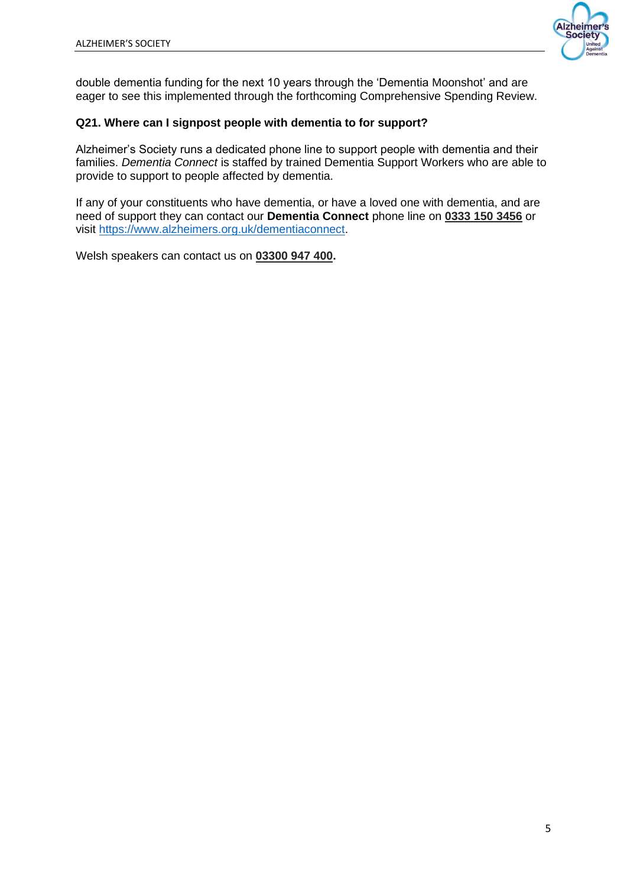double dementia funding for the next 10 years through the 'Dementia Moonshot' and are eager to see this implemented through the forthcoming Comprehensive Spending Review.

**Q21. Where can I signpost people with dementia to for support?**

Alzheimer's Society runs a dedicated phone line to support people with dementia and their families. *Dementia Connect* is staffed by trained Dementia Support Workers who are able to provide to support to people affected by dementia.

If any of your constituents who have dementia, or have a loved one with dementia, and are need of support they can contact our **Dementia Connect** phone line on **0333 150 3456** or visit https://www.alzheimers.org.uk/dementiaconnect.

Welsh speakers can contact us on **03300 947 400.**